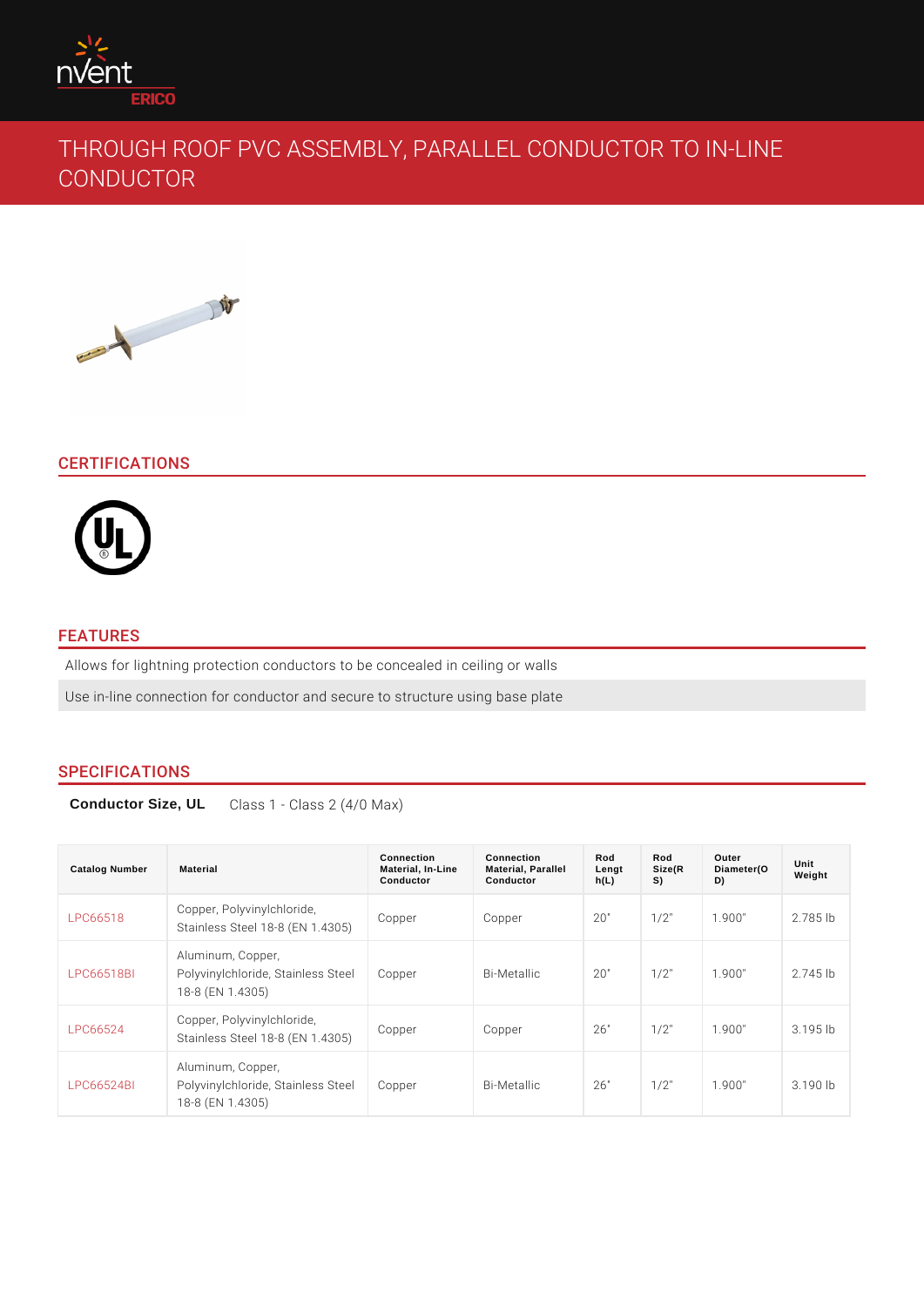# THROUGH ROOF PVC ASSEMBLY, PARALLEL CONDUCTOR TO IN-LINE CONDUCTOR

## CERTIFICATIONS

## FEATURES

Allows for lightning protection conductors to be concealed in ceiling or walls

Use in-line connection for conductor and secure to structure using base plate

## SPECIFICATIONS

**Conductor Size, UL** Class 1 - Class 2 (4/0 Max)

| Catalog Number | Material | Connection Material, In-Line Conductor | Connection Material, Parallel Conductor | Rod Length(L) | Rod Size(RS) | Outer Diameter(OD) | Unit Weight |
|---|---|---|---|---|---|---|---|
| LPC66518 | Copper, Polyvinylchloride, Stainless Steel 18-8 (EN 1.4305) | Copper | Copper | 20" | 1/2" | 1.900" | 2.785 lb |
| LPC66518BI | Aluminum, Copper, Polyvinylchloride, Stainless Steel 18-8 (EN 1.4305) | Copper | Bi-Metallic | 20" | 1/2" | 1.900" | 2.745 lb |
| LPC66524 | Copper, Polyvinylchloride, Stainless Steel 18-8 (EN 1.4305) | Copper | Copper | 26" | 1/2" | 1.900" | 3.195 lb |
| LPC66524BI | Aluminum, Copper, Polyvinylchloride, Stainless Steel 18-8 (EN 1.4305) | Copper | Bi-Metallic | 26" | 1/2" | 1.900" | 3.190 lb |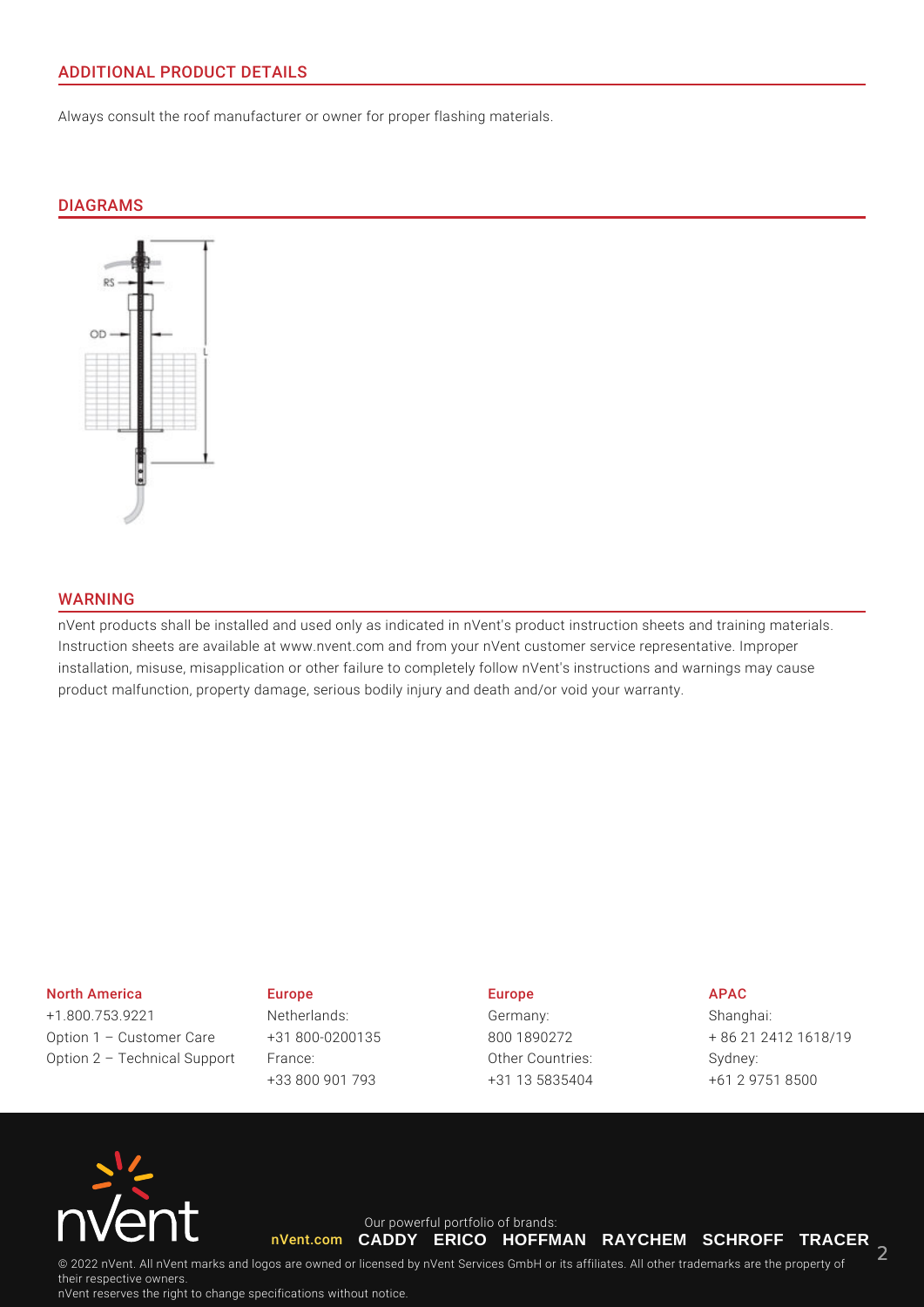## ADDITIONAL PRODUCT DETAILS

Always consult the roof manufacturer or owner for proper flashing materials.

## DIAGRAMS

RS

OD

L

## WARNING

nVent products shall be installed and used only as indicated in nVent's product instruction sheets and training materials. Instruction sheets are available at www.nvent.com and from your nVent customer service representative. Improper installation, misuse, misapplication or other failure to completely follow nVent's instructions and warnings may cause product malfunction, property damage, serious bodily injury and death and/or void your warranty.

**North America**
+1.800.753.9221
Option 1 – Customer Care
Option 2 – Technical Support

**Europe**
Netherlands:
+31 800-0200135
France:
+33 800 901 793

**Europe**
Germany:
800 1890272
Other Countries:
+31 13 5835404

**APAC**
Shanghai:
+ 86 21 2412 1618/19
Sydney:
+61 2 9751 8500

Our powerful portfolio of brands:
nVent.com **CADDY ERICO HOFFMAN RAYCHEM SCHROFF TRACER**

© 2022 nVent. All nVent marks and logos are owned or licensed by nVent Services GmbH or its affiliates. All other trademarks are the property of their respective owners.
nVent reserves the right to change specifications without notice.